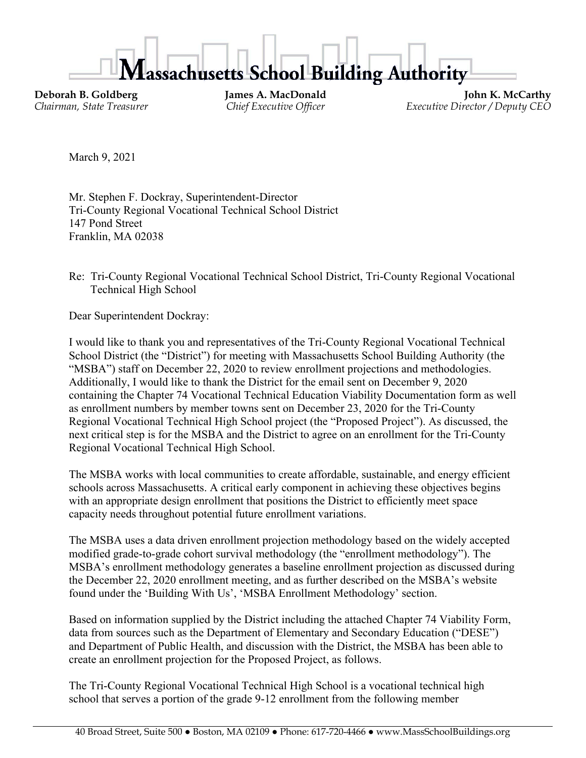# Massachusetts School Building Authority

**Deborah B. Goldberg**
*Chairman, State Treasurer*

**James A. MacDonald**
*Chief Executive Officer*

**John K. McCarthy**
*Executive Director / Deputy CEO*

March 9, 2021

Mr. Stephen F. Dockray, Superintendent-Director
Tri-County Regional Vocational Technical School District
147 Pond Street
Franklin, MA 02038

Re: Tri-County Regional Vocational Technical School District, Tri-County Regional Vocational Technical High School

Dear Superintendent Dockray:

I would like to thank you and representatives of the Tri-County Regional Vocational Technical School District (the "District") for meeting with Massachusetts School Building Authority (the "MSBA") staff on December 22, 2020 to review enrollment projections and methodologies. Additionally, I would like to thank the District for the email sent on December 9, 2020 containing the Chapter 74 Vocational Technical Education Viability Documentation form as well as enrollment numbers by member towns sent on December 23, 2020 for the Tri-County Regional Vocational Technical High School project (the "Proposed Project"). As discussed, the next critical step is for the MSBA and the District to agree on an enrollment for the Tri-County Regional Vocational Technical High School.

The MSBA works with local communities to create affordable, sustainable, and energy efficient schools across Massachusetts. A critical early component in achieving these objectives begins with an appropriate design enrollment that positions the District to efficiently meet space capacity needs throughout potential future enrollment variations.

The MSBA uses a data driven enrollment projection methodology based on the widely accepted modified grade-to-grade cohort survival methodology (the "enrollment methodology"). The MSBA's enrollment methodology generates a baseline enrollment projection as discussed during the December 22, 2020 enrollment meeting, and as further described on the MSBA's website found under the 'Building With Us', 'MSBA Enrollment Methodology' section.

Based on information supplied by the District including the attached Chapter 74 Viability Form, data from sources such as the Department of Elementary and Secondary Education ("DESE") and Department of Public Health, and discussion with the District, the MSBA has been able to create an enrollment projection for the Proposed Project, as follows.

The Tri-County Regional Vocational Technical High School is a vocational technical high school that serves a portion of the grade 9-12 enrollment from the following member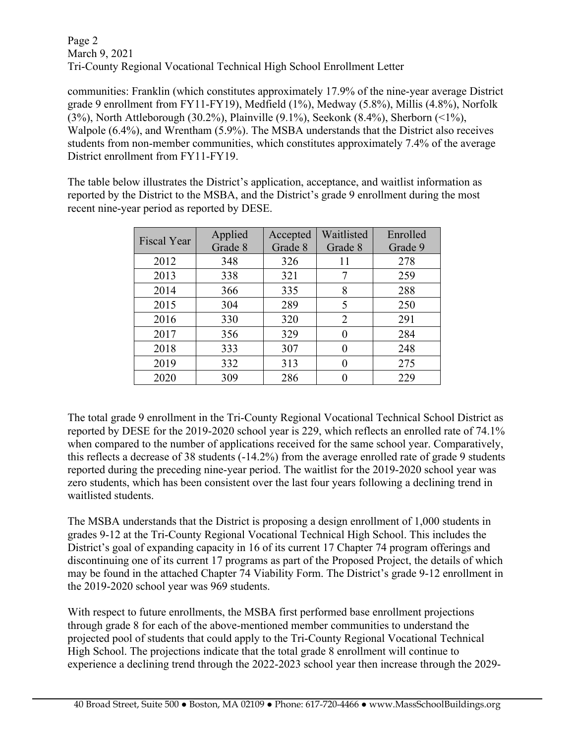communities: Franklin (which constitutes approximately 17.9% of the nine-year average District grade 9 enrollment from FY11-FY19), Medfield (1%), Medway (5.8%), Millis (4.8%), Norfolk (3%), North Attleborough (30.2%), Plainville (9.1%), Seekonk (8.4%), Sherborn (<1%), Walpole (6.4%), and Wrentham (5.9%). The MSBA understands that the District also receives students from non-member communities, which constitutes approximately 7.4% of the average District enrollment from FY11-FY19.

The table below illustrates the District's application, acceptance, and waitlist information as reported by the District to the MSBA, and the District's grade 9 enrollment during the most recent nine-year period as reported by DESE.

| Fiscal Year | Applied Grade 8 | Accepted Grade 8 | Waitlisted Grade 8 | Enrolled Grade 9 |
|---|---|---|---|---|
| 2012 | 348 | 326 | 11 | 278 |
| 2013 | 338 | 321 | 7 | 259 |
| 2014 | 366 | 335 | 8 | 288 |
| 2015 | 304 | 289 | 5 | 250 |
| 2016 | 330 | 320 | 2 | 291 |
| 2017 | 356 | 329 | 0 | 284 |
| 2018 | 333 | 307 | 0 | 248 |
| 2019 | 332 | 313 | 0 | 275 |
| 2020 | 309 | 286 | 0 | 229 |

The total grade 9 enrollment in the Tri-County Regional Vocational Technical School District as reported by DESE for the 2019-2020 school year is 229, which reflects an enrolled rate of 74.1% when compared to the number of applications received for the same school year. Comparatively, this reflects a decrease of 38 students (-14.2%) from the average enrolled rate of grade 9 students reported during the preceding nine-year period. The waitlist for the 2019-2020 school year was zero students, which has been consistent over the last four years following a declining trend in waitlisted students.

The MSBA understands that the District is proposing a design enrollment of 1,000 students in grades 9-12 at the Tri-County Regional Vocational Technical High School. This includes the District's goal of expanding capacity in 16 of its current 17 Chapter 74 program offerings and discontinuing one of its current 17 programs as part of the Proposed Project, the details of which may be found in the attached Chapter 74 Viability Form. The District's grade 9-12 enrollment in the 2019-2020 school year was 969 students.

With respect to future enrollments, the MSBA first performed base enrollment projections through grade 8 for each of the above-mentioned member communities to understand the projected pool of students that could apply to the Tri-County Regional Vocational Technical High School. The projections indicate that the total grade 8 enrollment will continue to experience a declining trend through the 2022-2023 school year then increase through the 2029-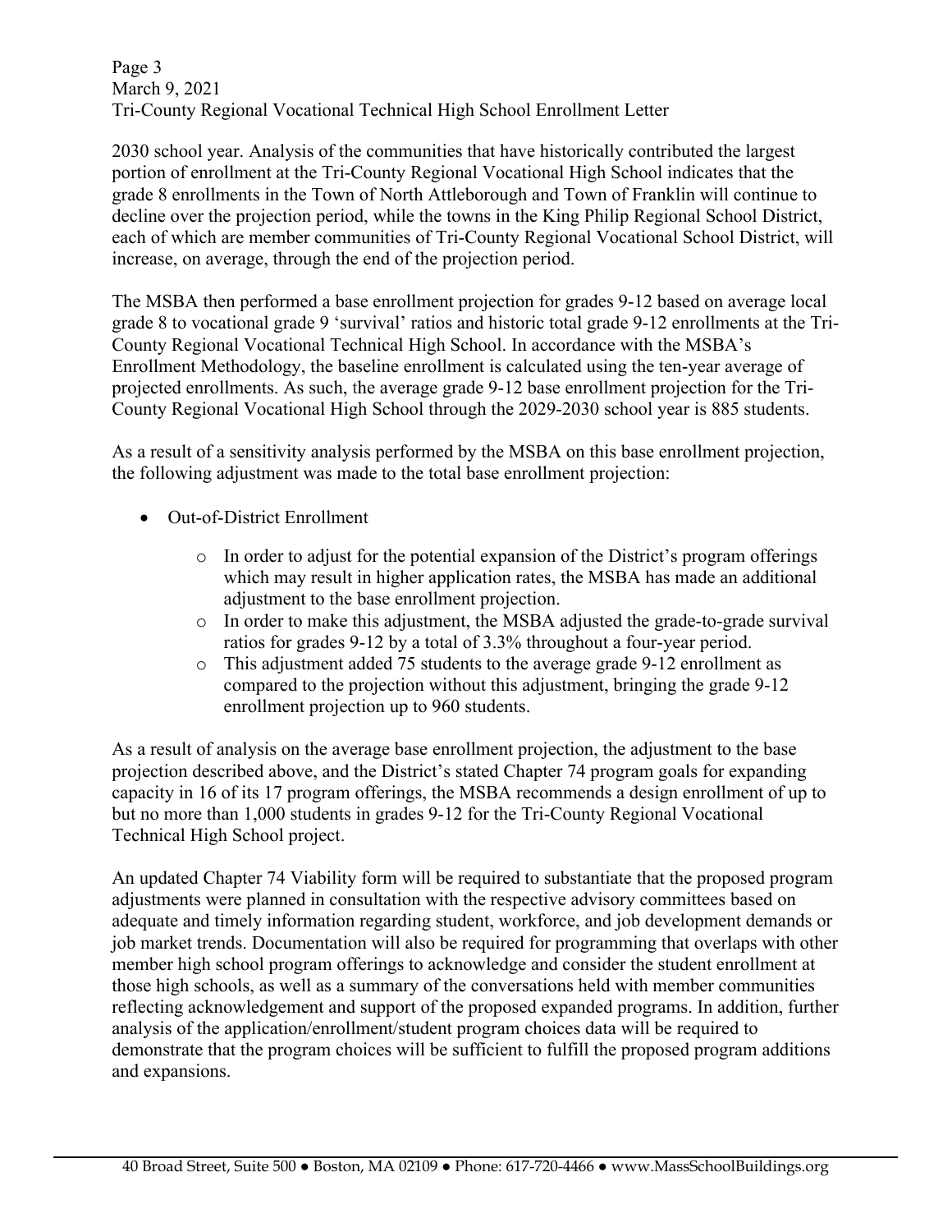2030 school year. Analysis of the communities that have historically contributed the largest portion of enrollment at the Tri-County Regional Vocational High School indicates that the grade 8 enrollments in the Town of North Attleborough and Town of Franklin will continue to decline over the projection period, while the towns in the King Philip Regional School District, each of which are member communities of Tri-County Regional Vocational School District, will increase, on average, through the end of the projection period.

The MSBA then performed a base enrollment projection for grades 9-12 based on average local grade 8 to vocational grade 9 'survival' ratios and historic total grade 9-12 enrollments at the Tri-County Regional Vocational Technical High School. In accordance with the MSBA's Enrollment Methodology, the baseline enrollment is calculated using the ten-year average of projected enrollments. As such, the average grade 9-12 base enrollment projection for the Tri-County Regional Vocational High School through the 2029-2030 school year is 885 students.

As a result of a sensitivity analysis performed by the MSBA on this base enrollment projection, the following adjustment was made to the total base enrollment projection:

- Out-of-District Enrollment
  - In order to adjust for the potential expansion of the District's program offerings which may result in higher application rates, the MSBA has made an additional adjustment to the base enrollment projection.
  - In order to make this adjustment, the MSBA adjusted the grade-to-grade survival ratios for grades 9-12 by a total of 3.3% throughout a four-year period.
  - This adjustment added 75 students to the average grade 9-12 enrollment as compared to the projection without this adjustment, bringing the grade 9-12 enrollment projection up to 960 students.

As a result of analysis on the average base enrollment projection, the adjustment to the base projection described above, and the District's stated Chapter 74 program goals for expanding capacity in 16 of its 17 program offerings, the MSBA recommends a design enrollment of up to but no more than 1,000 students in grades 9-12 for the Tri-County Regional Vocational Technical High School project.

An updated Chapter 74 Viability form will be required to substantiate that the proposed program adjustments were planned in consultation with the respective advisory committees based on adequate and timely information regarding student, workforce, and job development demands or job market trends. Documentation will also be required for programming that overlaps with other member high school program offerings to acknowledge and consider the student enrollment at those high schools, as well as a summary of the conversations held with member communities reflecting acknowledgement and support of the proposed expanded programs. In addition, further analysis of the application/enrollment/student program choices data will be required to demonstrate that the program choices will be sufficient to fulfill the proposed program additions and expansions.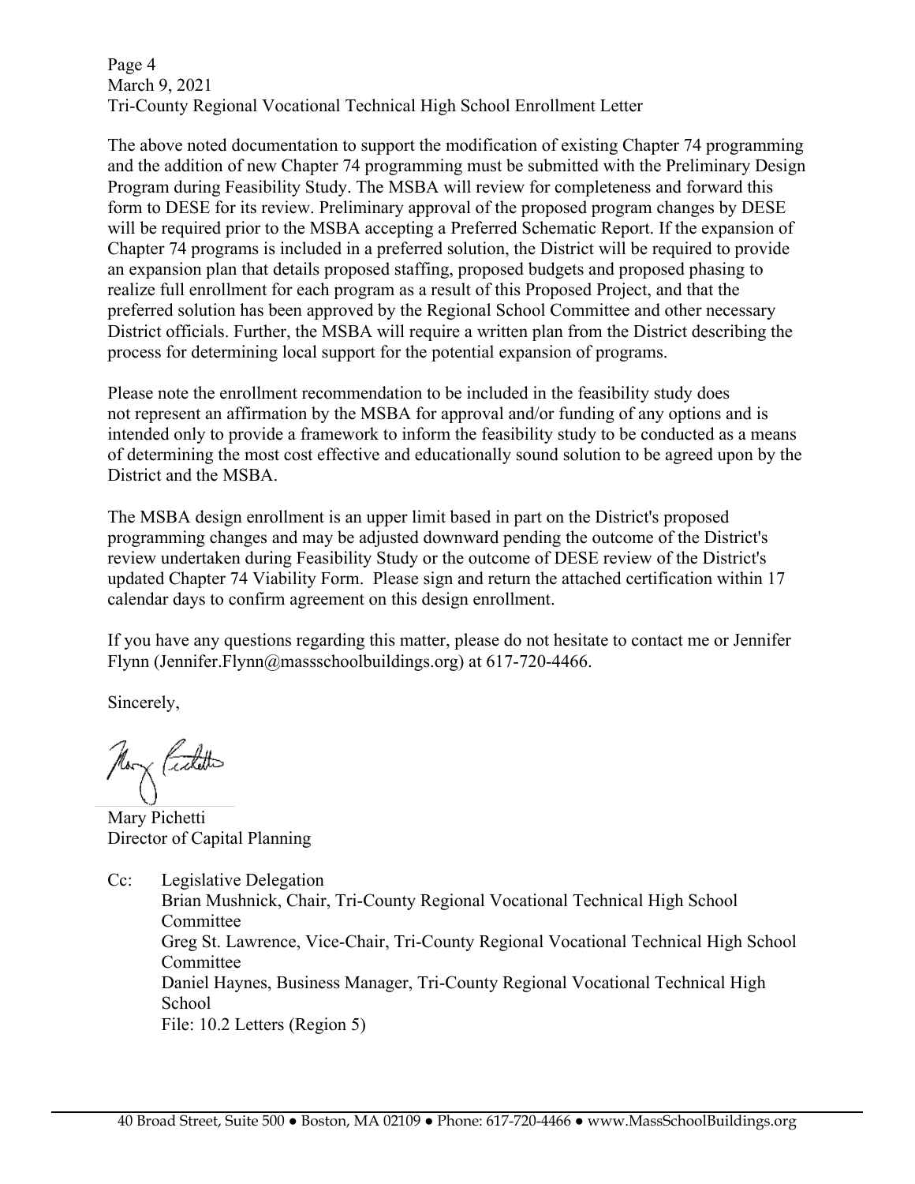The above noted documentation to support the modification of existing Chapter 74 programming and the addition of new Chapter 74 programming must be submitted with the Preliminary Design Program during Feasibility Study. The MSBA will review for completeness and forward this form to DESE for its review. Preliminary approval of the proposed program changes by DESE will be required prior to the MSBA accepting a Preferred Schematic Report. If the expansion of Chapter 74 programs is included in a preferred solution, the District will be required to provide an expansion plan that details proposed staffing, proposed budgets and proposed phasing to realize full enrollment for each program as a result of this Proposed Project, and that the preferred solution has been approved by the Regional School Committee and other necessary District officials. Further, the MSBA will require a written plan from the District describing the process for determining local support for the potential expansion of programs.

Please note the enrollment recommendation to be included in the feasibility study does not represent an affirmation by the MSBA for approval and/or funding of any options and is intended only to provide a framework to inform the feasibility study to be conducted as a means of determining the most cost effective and educationally sound solution to be agreed upon by the District and the MSBA.

The MSBA design enrollment is an upper limit based in part on the District's proposed programming changes and may be adjusted downward pending the outcome of the District's review undertaken during Feasibility Study or the outcome of DESE review of the District's updated Chapter 74 Viability Form. Please sign and return the attached certification within 17 calendar days to confirm agreement on this design enrollment.

If you have any questions regarding this matter, please do not hesitate to contact me or Jennifer Flynn (Jennifer.Flynn@massschoolbuildings.org) at 617-720-4466.

Sincerely,

Mary Pichetti
Director of Capital Planning

Cc: Legislative Delegation
Brian Mushnick, Chair, Tri-County Regional Vocational Technical High School Committee
Greg St. Lawrence, Vice-Chair, Tri-County Regional Vocational Technical High School Committee
Daniel Haynes, Business Manager, Tri-County Regional Vocational Technical High School
File: 10.2 Letters (Region 5)